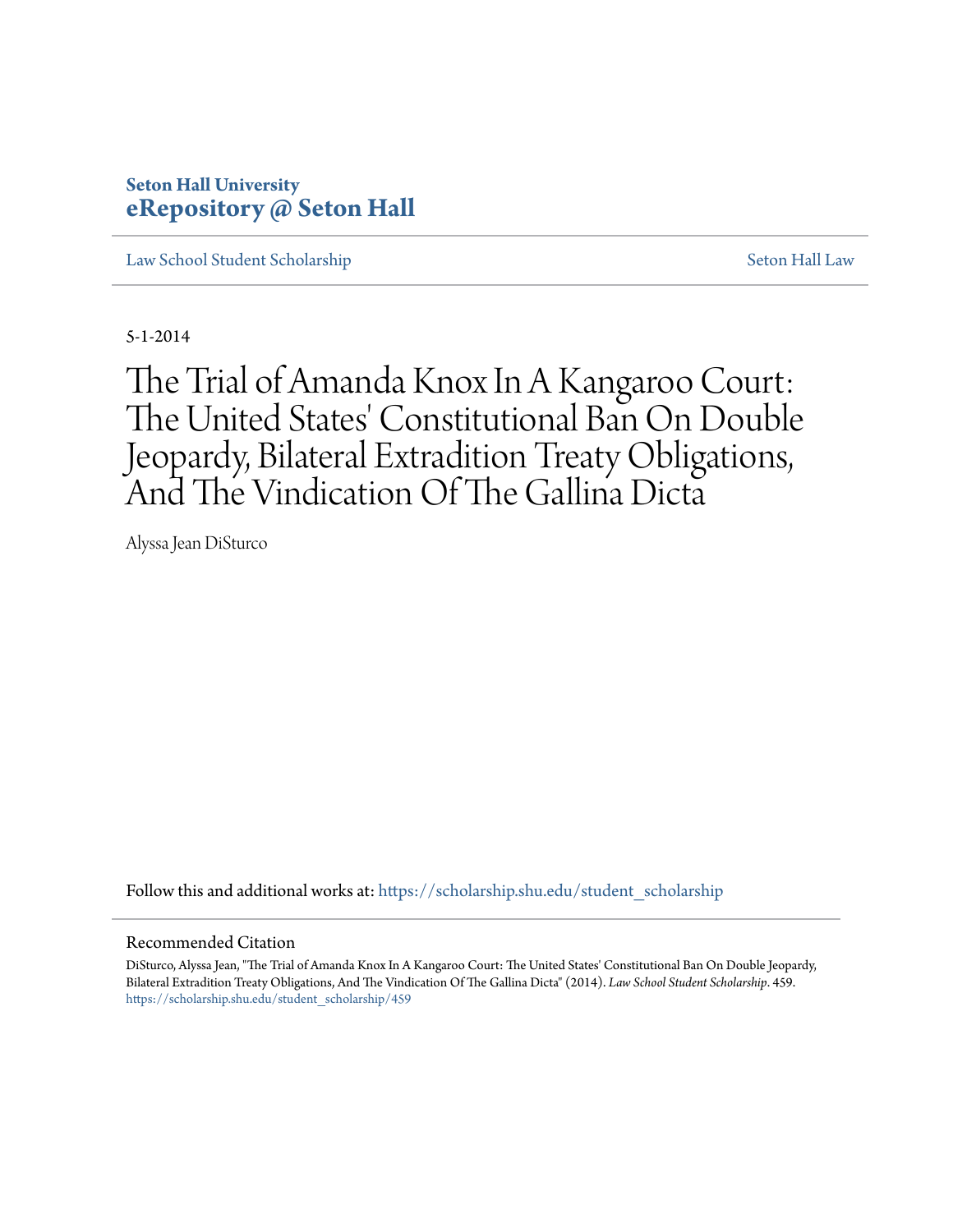Seton Hall University
**eRepository @ Seton Hall**

Law School Student Scholarship | Seton Hall Law

5-1-2014

# The Trial of Amanda Knox In A Kangaroo Court: The United States' Constitutional Ban On Double Jeopardy, Bilateral Extradition Treaty Obligations, And The Vindication Of The Gallina Dicta

Alyssa Jean DiSturco

Follow this and additional works at: https://scholarship.shu.edu/student_scholarship

## Recommended Citation

DiSturco, Alyssa Jean, "The Trial of Amanda Knox In A Kangaroo Court: The United States' Constitutional Ban On Double Jeopardy, Bilateral Extradition Treaty Obligations, And The Vindication Of The Gallina Dicta" (2014). *Law School Student Scholarship*. 459.
https://scholarship.shu.edu/student_scholarship/459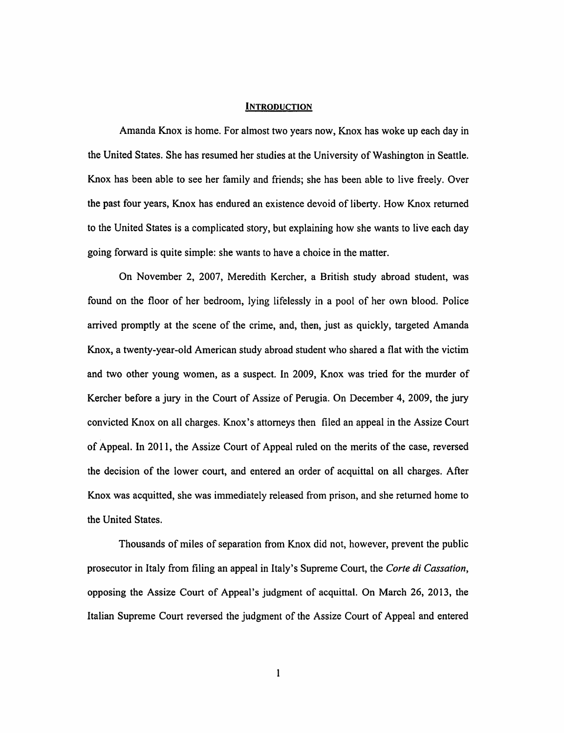## Introduction

Amanda Knox is home. For almost two years now, Knox has woke up each day in the United States. She has resumed her studies at the University of Washington in Seattle. Knox has been able to see her family and friends; she has been able to live freely. Over the past four years, Knox has endured an existence devoid of liberty. How Knox returned to the United States is a complicated story, but explaining how she wants to live each day going forward is quite simple: she wants to have a choice in the matter.

On November 2, 2007, Meredith Kercher, a British study abroad student, was found on the floor of her bedroom, lying lifelessly in a pool of her own blood. Police arrived promptly at the scene of the crime, and, then, just as quickly, targeted Amanda Knox, a twenty-year-old American study abroad student who shared a flat with the victim and two other young women, as a suspect. In 2009, Knox was tried for the murder of Kercher before a jury in the Court of Assize of Perugia. On December 4, 2009, the jury convicted Knox on all charges. Knox's attorneys then filed an appeal in the Assize Court of Appeal. In 2011, the Assize Court of Appeal ruled on the merits of the case, reversed the decision of the lower court, and entered an order of acquittal on all charges. After Knox was acquitted, she was immediately released from prison, and she returned home to the United States.

Thousands of miles of separation from Knox did not, however, prevent the public prosecutor in Italy from filing an appeal in Italy's Supreme Court, the *Corte di Cassation*, opposing the Assize Court of Appeal's judgment of acquittal. On March 26, 2013, the Italian Supreme Court reversed the judgment of the Assize Court of Appeal and entered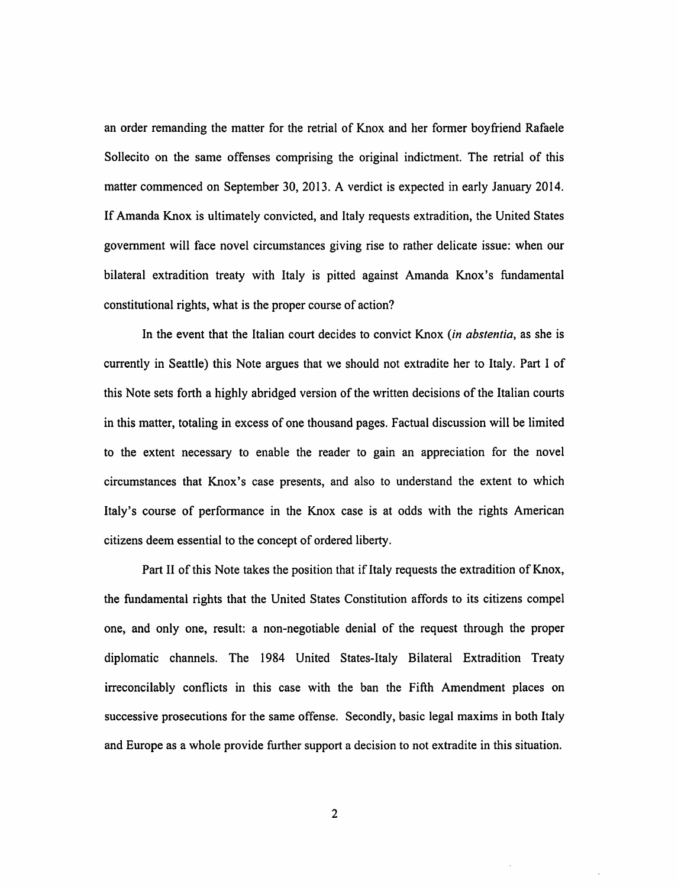an order remanding the matter for the retrial of Knox and her former boyfriend Rafaele Sollecito on the same offenses comprising the original indictment. The retrial of this matter commenced on September 30, 2013. A verdict is expected in early January 2014. If Amanda Knox is ultimately convicted, and Italy requests extradition, the United States government will face novel circumstances giving rise to rather delicate issue: when our bilateral extradition treaty with Italy is pitted against Amanda Knox's fundamental constitutional rights, what is the proper course of action?

In the event that the Italian court decides to convict Knox (*in abstentia*, as she is currently in Seattle) this Note argues that we should not extradite her to Italy. Part I of this Note sets forth a highly abridged version of the written decisions of the Italian courts in this matter, totaling in excess of one thousand pages. Factual discussion will be limited to the extent necessary to enable the reader to gain an appreciation for the novel circumstances that Knox's case presents, and also to understand the extent to which Italy's course of performance in the Knox case is at odds with the rights American citizens deem essential to the concept of ordered liberty.

Part II of this Note takes the position that if Italy requests the extradition of Knox, the fundamental rights that the United States Constitution affords to its citizens compel one, and only one, result: a non-negotiable denial of the request through the proper diplomatic channels. The 1984 United States-Italy Bilateral Extradition Treaty irreconcilably conflicts in this case with the ban the Fifth Amendment places on successive prosecutions for the same offense. Secondly, basic legal maxims in both Italy and Europe as a whole provide further support a decision to not extradite in this situation.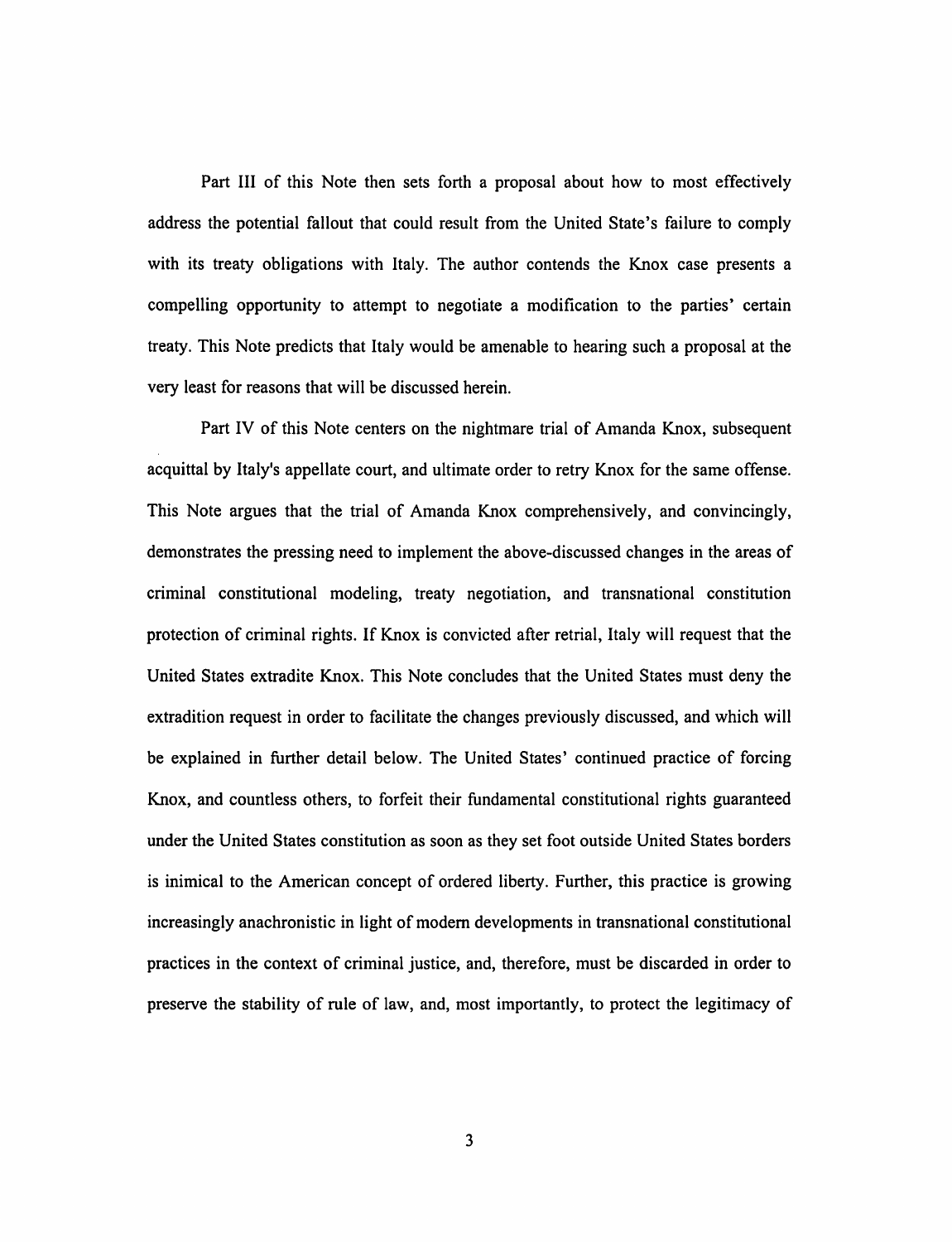Part III of this Note then sets forth a proposal about how to most effectively address the potential fallout that could result from the United State's failure to comply with its treaty obligations with Italy. The author contends the Knox case presents a compelling opportunity to attempt to negotiate a modification to the parties' certain treaty. This Note predicts that Italy would be amenable to hearing such a proposal at the very least for reasons that will be discussed herein.

Part IV of this Note centers on the nightmare trial of Amanda Knox, subsequent acquittal by Italy's appellate court, and ultimate order to retry Knox for the same offense. This Note argues that the trial of Amanda Knox comprehensively, and convincingly, demonstrates the pressing need to implement the above-discussed changes in the areas of criminal constitutional modeling, treaty negotiation, and transnational constitution protection of criminal rights. If Knox is convicted after retrial, Italy will request that the United States extradite Knox. This Note concludes that the United States must deny the extradition request in order to facilitate the changes previously discussed, and which will be explained in further detail below. The United States' continued practice of forcing Knox, and countless others, to forfeit their fundamental constitutional rights guaranteed under the United States constitution as soon as they set foot outside United States borders is inimical to the American concept of ordered liberty. Further, this practice is growing increasingly anachronistic in light of modern developments in transnational constitutional practices in the context of criminal justice, and, therefore, must be discarded in order to preserve the stability of rule of law, and, most importantly, to protect the legitimacy of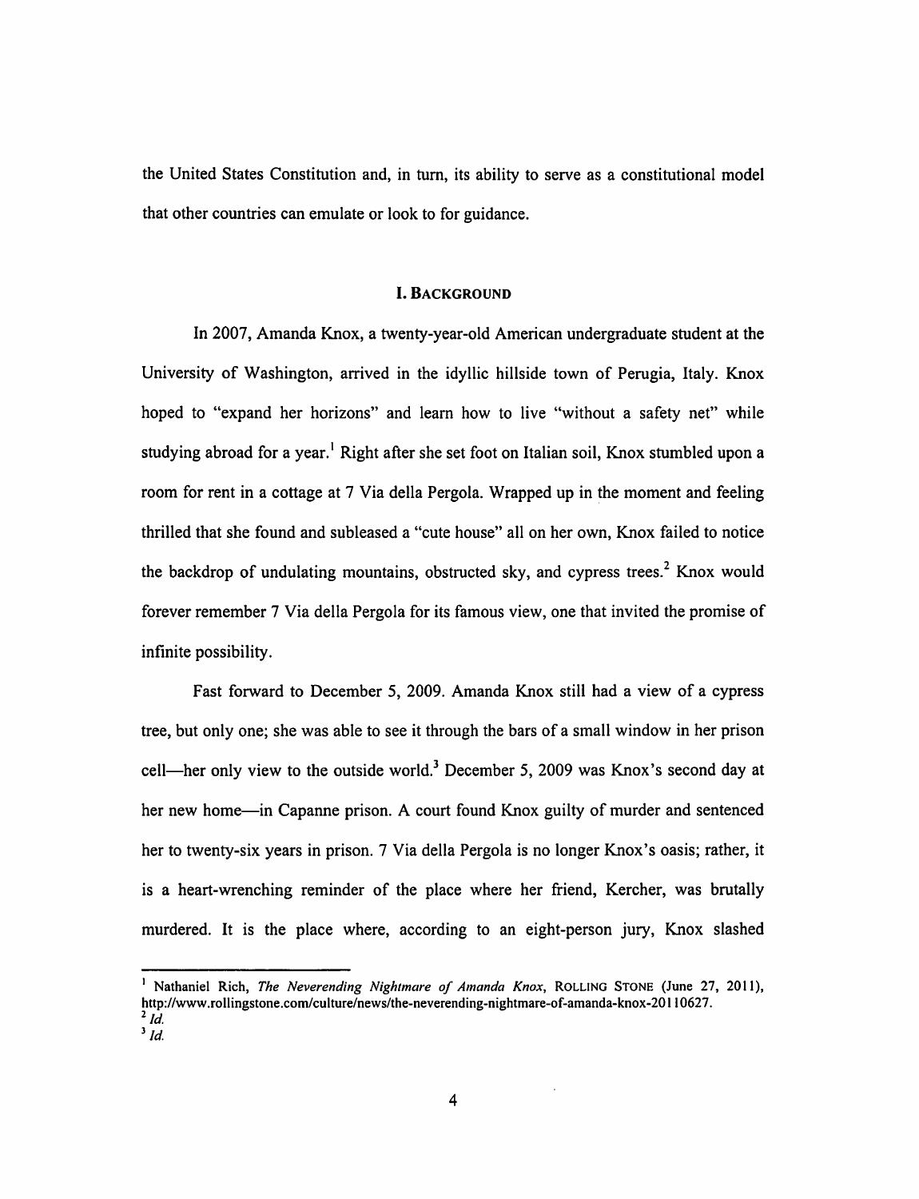the United States Constitution and, in turn, its ability to serve as a constitutional model that other countries can emulate or look to for guidance.

## I. BACKGROUND

In 2007, Amanda Knox, a twenty-year-old American undergraduate student at the University of Washington, arrived in the idyllic hillside town of Perugia, Italy. Knox hoped to "expand her horizons" and learn how to live "without a safety net" while studying abroad for a year.[1] Right after she set foot on Italian soil, Knox stumbled upon a room for rent in a cottage at 7 Via della Pergola. Wrapped up in the moment and feeling thrilled that she found and subleased a "cute house" all on her own, Knox failed to notice the backdrop of undulating mountains, obstructed sky, and cypress trees.[2] Knox would forever remember 7 Via della Pergola for its famous view, one that invited the promise of infinite possibility.

Fast forward to December 5, 2009. Amanda Knox still had a view of a cypress tree, but only one; she was able to see it through the bars of a small window in her prison cell—her only view to the outside world.[3] December 5, 2009 was Knox's second day at her new home—in Capanne prison. A court found Knox guilty of murder and sentenced her to twenty-six years in prison. 7 Via della Pergola is no longer Knox's oasis; rather, it is a heart-wrenching reminder of the place where her friend, Kercher, was brutally murdered. It is the place where, according to an eight-person jury, Knox slashed

---

[1] Nathaniel Rich, *The Neverending Nightmare of Amanda Knox*, ROLLING STONE (June 27, 2011), http://www.rollingstone.com/culture/news/the-neverending-nightmare-of-amanda-knox-20110627.

[2] *Id.*

[3] *Id.*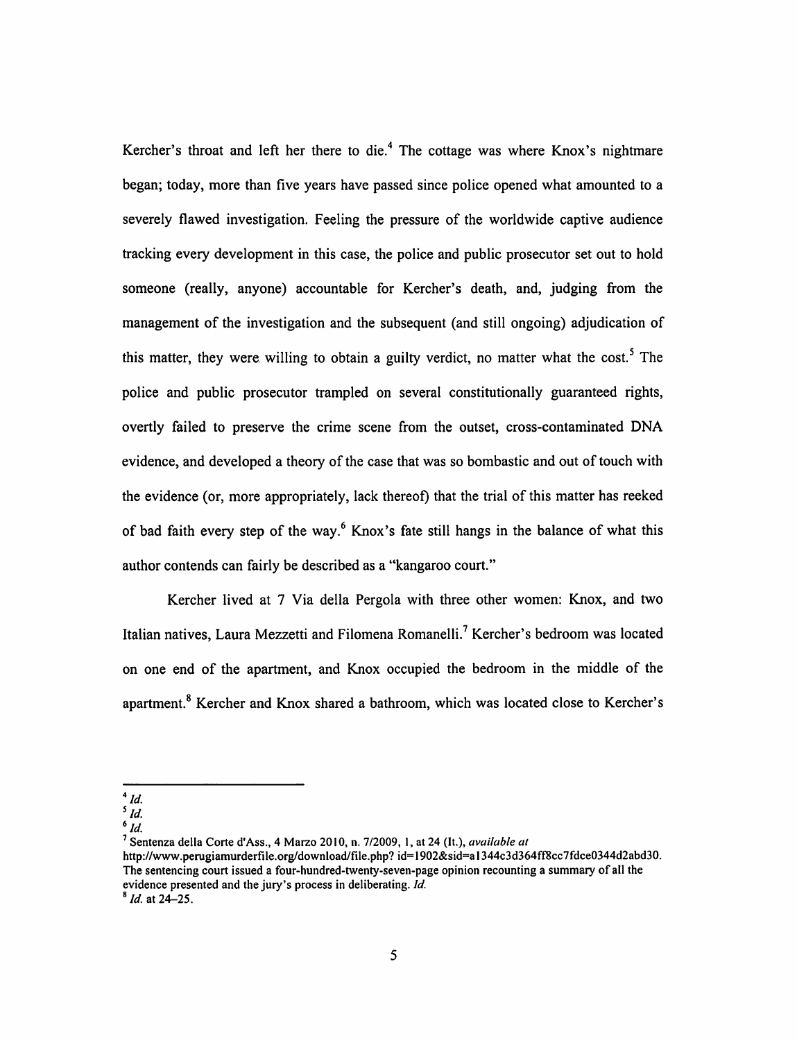Kercher's throat and left her there to die.[4] The cottage was where Knox's nightmare began; today, more than five years have passed since police opened what amounted to a severely flawed investigation. Feeling the pressure of the worldwide captive audience tracking every development in this case, the police and public prosecutor set out to hold someone (really, anyone) accountable for Kercher's death, and, judging from the management of the investigation and the subsequent (and still ongoing) adjudication of this matter, they were willing to obtain a guilty verdict, no matter what the cost.[5] The police and public prosecutor trampled on several constitutionally guaranteed rights, overtly failed to preserve the crime scene from the outset, cross-contaminated DNA evidence, and developed a theory of the case that was so bombastic and out of touch with the evidence (or, more appropriately, lack thereof) that the trial of this matter has reeked of bad faith every step of the way.[6] Knox's fate still hangs in the balance of what this author contends can fairly be described as a "kangaroo court."

Kercher lived at 7 Via della Pergola with three other women: Knox, and two Italian natives, Laura Mezzetti and Filomena Romanelli.[7] Kercher's bedroom was located on one end of the apartment, and Knox occupied the bedroom in the middle of the apartment.[8] Kercher and Knox shared a bathroom, which was located close to Kercher's

---

[4] *Id.*

[5] *Id.*

[6] *Id.*

[7] Sentenza della Corte d'Ass., 4 Marzo 2010, n. 7/2009, 1, at 24 (It.), *available at* http://www.perugiamurderfile.org/download/file.php? id=1902&sid=a1344c3d364ff8cc7fdce0344d2abd30. The sentencing court issued a four-hundred-twenty-seven-page opinion recounting a summary of all the evidence presented and the jury's process in deliberating. *Id.*

[8] *Id.* at 24–25.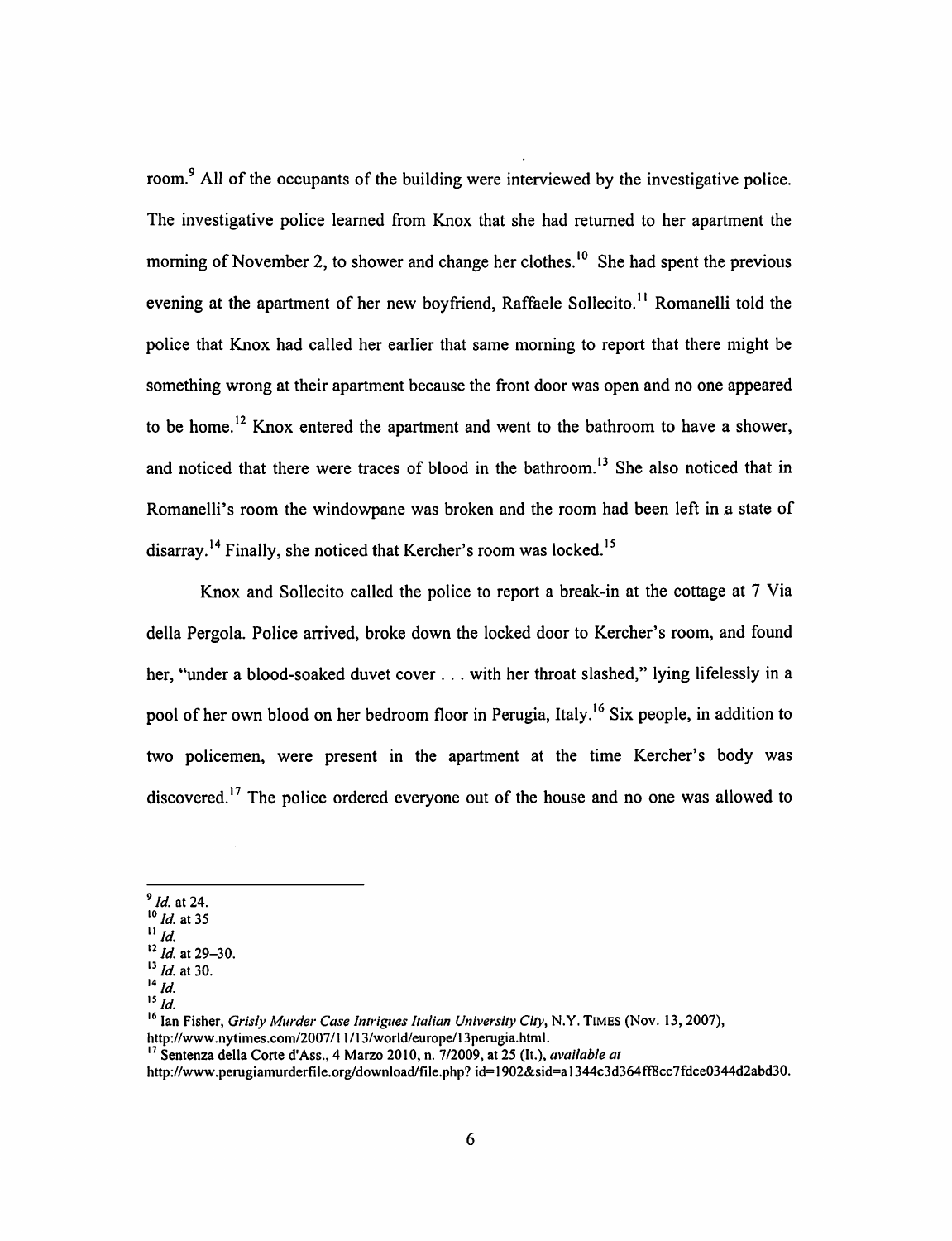room.[9] All of the occupants of the building were interviewed by the investigative police. The investigative police learned from Knox that she had returned to her apartment the morning of November 2, to shower and change her clothes.[10] She had spent the previous evening at the apartment of her new boyfriend, Raffaele Sollecito.[11] Romanelli told the police that Knox had called her earlier that same morning to report that there might be something wrong at their apartment because the front door was open and no one appeared to be home.[12] Knox entered the apartment and went to the bathroom to have a shower, and noticed that there were traces of blood in the bathroom.[13] She also noticed that in Romanelli's room the windowpane was broken and the room had been left in a state of disarray.[14] Finally, she noticed that Kercher's room was locked.[15]

Knox and Sollecito called the police to report a break-in at the cottage at 7 Via della Pergola. Police arrived, broke down the locked door to Kercher's room, and found her, "under a blood-soaked duvet cover . . . with her throat slashed," lying lifelessly in a pool of her own blood on her bedroom floor in Perugia, Italy.[16] Six people, in addition to two policemen, were present in the apartment at the time Kercher's body was discovered.[17] The police ordered everyone out of the house and no one was allowed to

---

[9] *Id.* at 24.
[10] *Id.* at 35
[11] *Id.*
[12] *Id.* at 29–30.
[13] *Id.* at 30.
[14] *Id.*
[15] *Id.*
[16] Ian Fisher, *Grisly Murder Case Intrigues Italian University City*, N.Y. TIMES (Nov. 13, 2007), http://www.nytimes.com/2007/11/13/world/europe/13perugia.html.
[17] Sentenza della Corte d'Ass., 4 Marzo 2010, n. 7/2009, at 25 (It.), *available at* http://www.perugiamurderfile.org/download/file.php? id=1902&sid=a1344c3d364ff8cc7fdce0344d2abd30.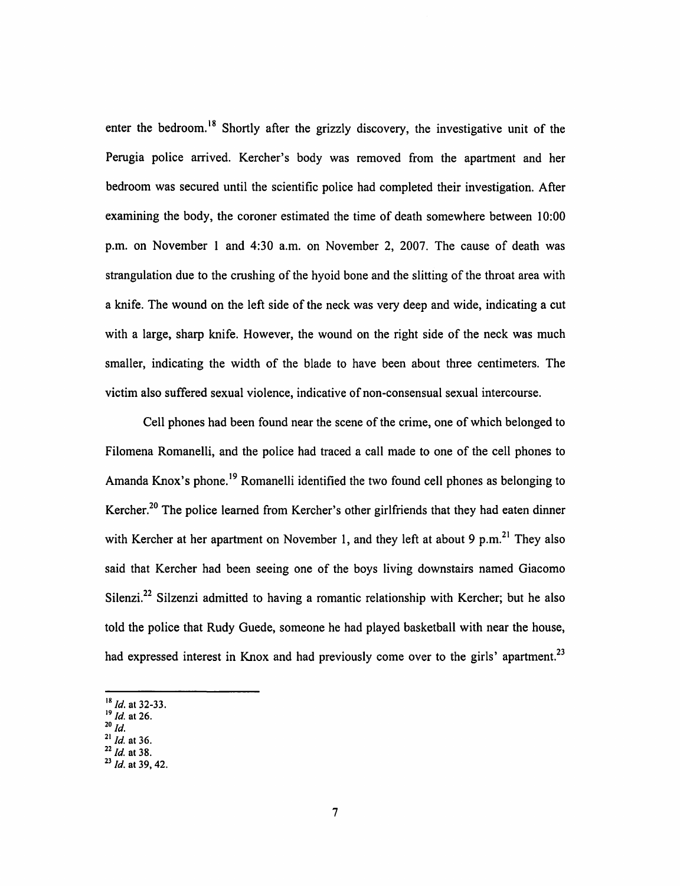enter the bedroom.[18] Shortly after the grizzly discovery, the investigative unit of the Perugia police arrived. Kercher's body was removed from the apartment and her bedroom was secured until the scientific police had completed their investigation. After examining the body, the coroner estimated the time of death somewhere between 10:00 p.m. on November 1 and 4:30 a.m. on November 2, 2007. The cause of death was strangulation due to the crushing of the hyoid bone and the slitting of the throat area with a knife. The wound on the left side of the neck was very deep and wide, indicating a cut with a large, sharp knife. However, the wound on the right side of the neck was much smaller, indicating the width of the blade to have been about three centimeters. The victim also suffered sexual violence, indicative of non-consensual sexual intercourse.

Cell phones had been found near the scene of the crime, one of which belonged to Filomena Romanelli, and the police had traced a call made to one of the cell phones to Amanda Knox's phone.[19] Romanelli identified the two found cell phones as belonging to Kercher.[20] The police learned from Kercher's other girlfriends that they had eaten dinner with Kercher at her apartment on November 1, and they left at about 9 p.m.[21] They also said that Kercher had been seeing one of the boys living downstairs named Giacomo Silenzi.[22] Silzenzi admitted to having a romantic relationship with Kercher; but he also told the police that Rudy Guede, someone he had played basketball with near the house, had expressed interest in Knox and had previously come over to the girls' apartment.[23]

---

[18] *Id.* at 32-33.
[19] *Id.* at 26.
[20] *Id.*
[21] *Id.* at 36.
[22] *Id.* at 38.
[23] *Id.* at 39, 42.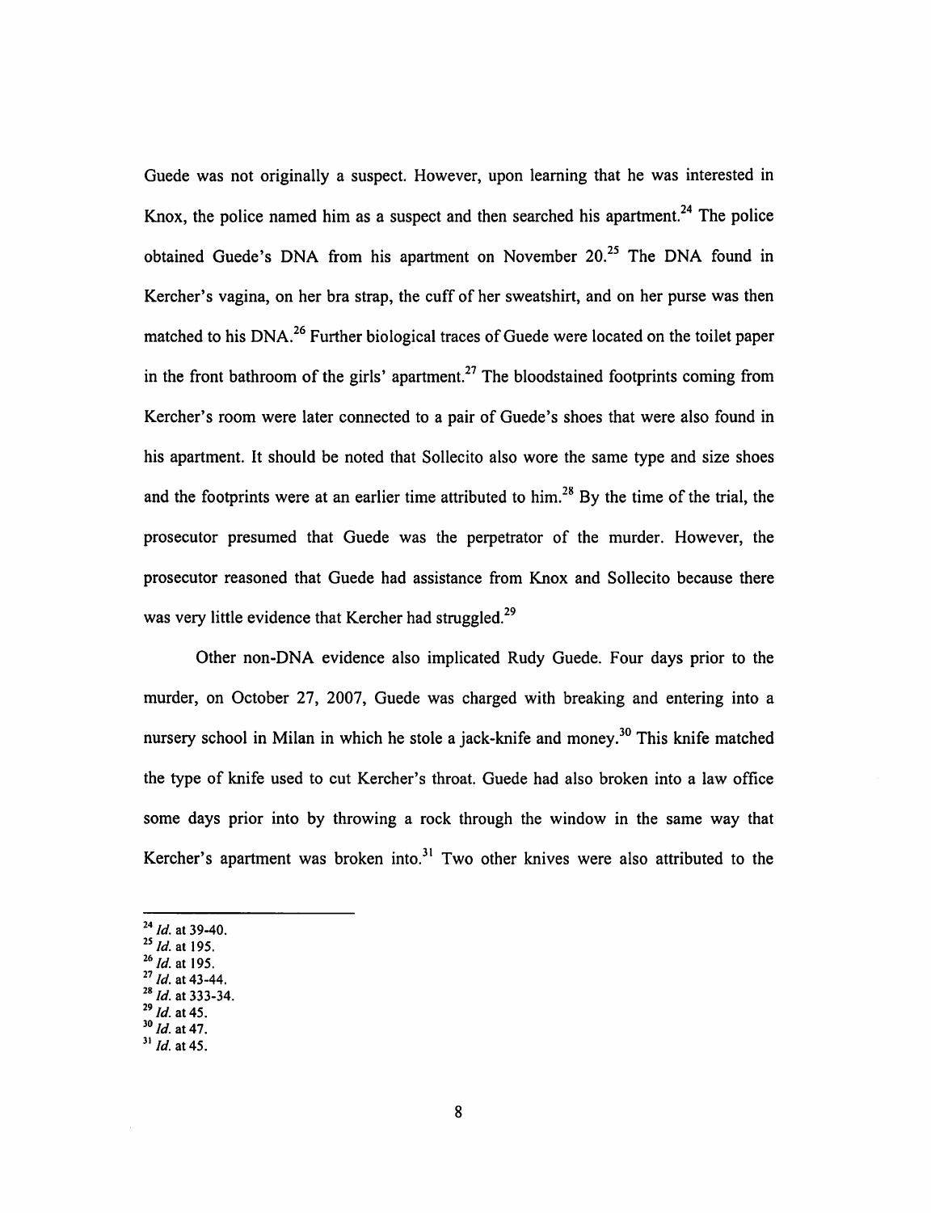Guede was not originally a suspect. However, upon learning that he was interested in Knox, the police named him as a suspect and then searched his apartment.[24] The police obtained Guede's DNA from his apartment on November 20.[25] The DNA found in Kercher's vagina, on her bra strap, the cuff of her sweatshirt, and on her purse was then matched to his DNA.[26] Further biological traces of Guede were located on the toilet paper in the front bathroom of the girls' apartment.[27] The bloodstained footprints coming from Kercher's room were later connected to a pair of Guede's shoes that were also found in his apartment. It should be noted that Sollecito also wore the same type and size shoes and the footprints were at an earlier time attributed to him.[28] By the time of the trial, the prosecutor presumed that Guede was the perpetrator of the murder. However, the prosecutor reasoned that Guede had assistance from Knox and Sollecito because there was very little evidence that Kercher had struggled.[29]

Other non-DNA evidence also implicated Rudy Guede. Four days prior to the murder, on October 27, 2007, Guede was charged with breaking and entering into a nursery school in Milan in which he stole a jack-knife and money.[30] This knife matched the type of knife used to cut Kercher's throat. Guede had also broken into a law office some days prior into by throwing a rock through the window in the same way that Kercher's apartment was broken into.[31] Two other knives were also attributed to the

---

[24] *Id.* at 39-40.
[25] *Id.* at 195.
[26] *Id.* at 195.
[27] *Id.* at 43-44.
[28] *Id.* at 333-34.
[29] *Id.* at 45.
[30] *Id.* at 47.
[31] *Id.* at 45.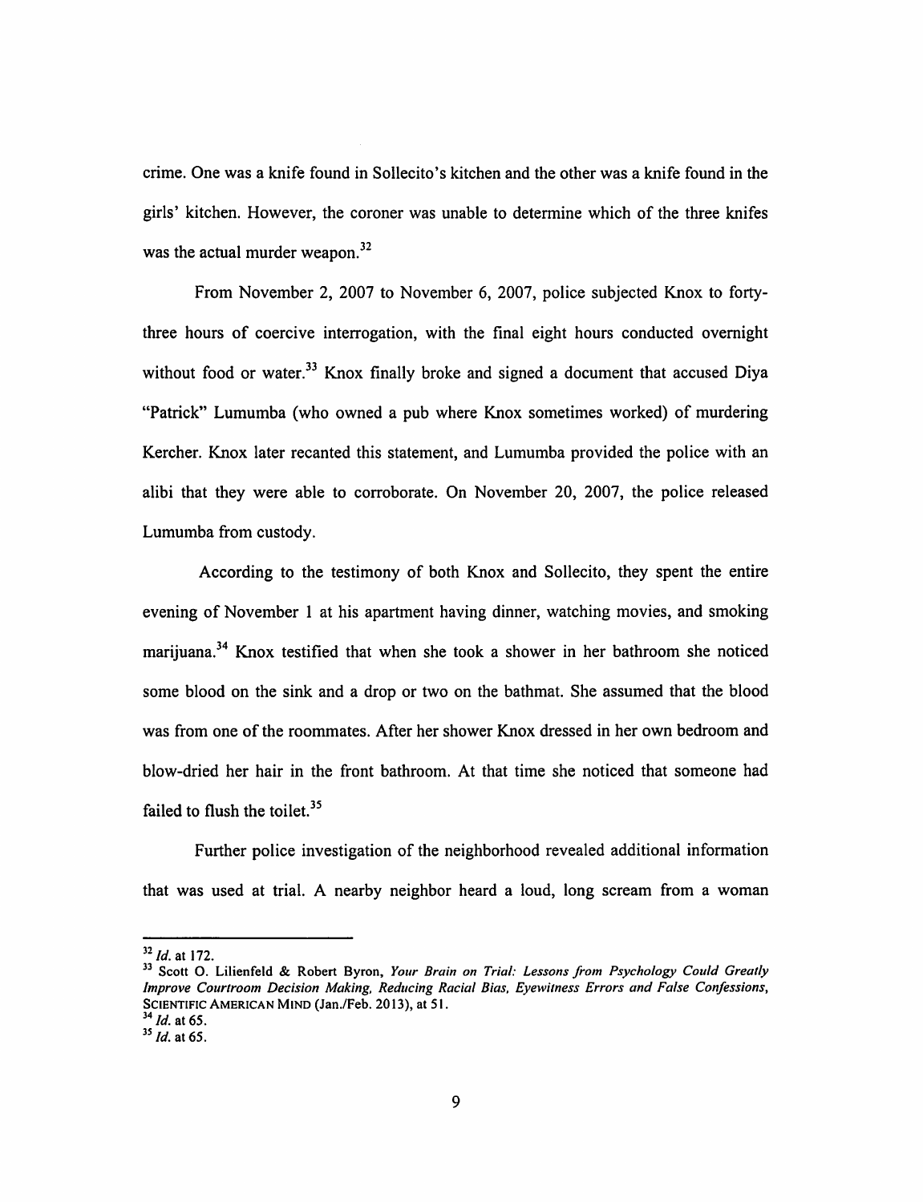crime. One was a knife found in Sollecito's kitchen and the other was a knife found in the girls' kitchen. However, the coroner was unable to determine which of the three knifes was the actual murder weapon.[32]

From November 2, 2007 to November 6, 2007, police subjected Knox to forty-three hours of coercive interrogation, with the final eight hours conducted overnight without food or water.[33] Knox finally broke and signed a document that accused Diya "Patrick" Lumumba (who owned a pub where Knox sometimes worked) of murdering Kercher. Knox later recanted this statement, and Lumumba provided the police with an alibi that they were able to corroborate. On November 20, 2007, the police released Lumumba from custody.

According to the testimony of both Knox and Sollecito, they spent the entire evening of November 1 at his apartment having dinner, watching movies, and smoking marijuana.[34] Knox testified that when she took a shower in her bathroom she noticed some blood on the sink and a drop or two on the bathmat. She assumed that the blood was from one of the roommates. After her shower Knox dressed in her own bedroom and blow-dried her hair in the front bathroom. At that time she noticed that someone had failed to flush the toilet.[35]

Further police investigation of the neighborhood revealed additional information that was used at trial. A nearby neighbor heard a loud, long scream from a woman

---

[32] *Id.* at 172.

[33] Scott O. Lilienfeld & Robert Byron, *Your Brain on Trial: Lessons from Psychology Could Greatly Improve Courtroom Decision Making, Reducing Racial Bias, Eyewitness Errors and False Confessions*, SCIENTIFIC AMERICAN MIND (Jan./Feb. 2013), at 51.

[34] *Id.* at 65.

[35] *Id.* at 65.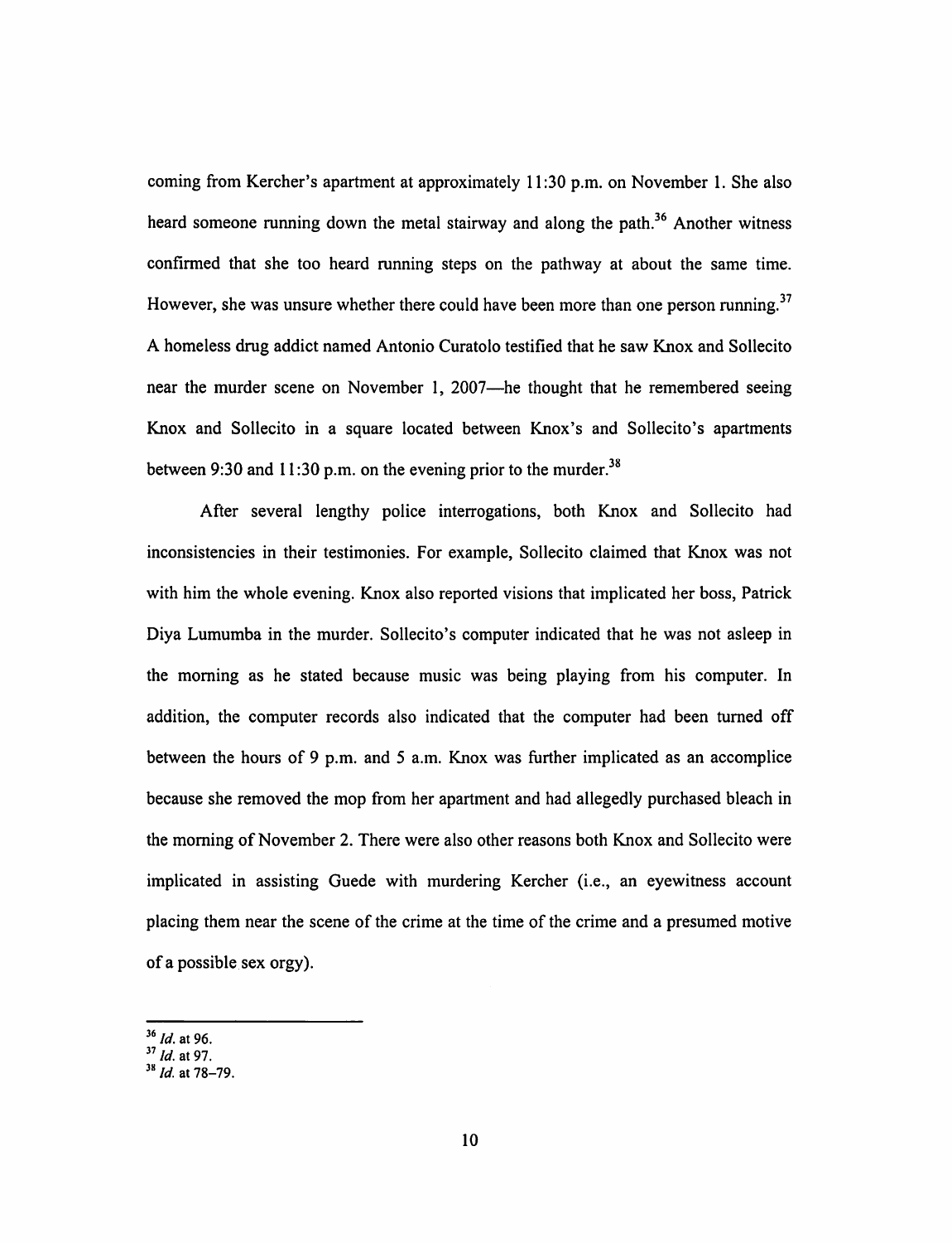coming from Kercher's apartment at approximately 11:30 p.m. on November 1. She also heard someone running down the metal stairway and along the path.[36] Another witness confirmed that she too heard running steps on the pathway at about the same time. However, she was unsure whether there could have been more than one person running.[37] A homeless drug addict named Antonio Curatolo testified that he saw Knox and Sollecito near the murder scene on November 1, 2007—he thought that he remembered seeing Knox and Sollecito in a square located between Knox's and Sollecito's apartments between 9:30 and 11:30 p.m. on the evening prior to the murder.[38]

After several lengthy police interrogations, both Knox and Sollecito had inconsistencies in their testimonies. For example, Sollecito claimed that Knox was not with him the whole evening. Knox also reported visions that implicated her boss, Patrick Diya Lumumba in the murder. Sollecito's computer indicated that he was not asleep in the morning as he stated because music was being playing from his computer. In addition, the computer records also indicated that the computer had been turned off between the hours of 9 p.m. and 5 a.m. Knox was further implicated as an accomplice because she removed the mop from her apartment and had allegedly purchased bleach in the morning of November 2. There were also other reasons both Knox and Sollecito were implicated in assisting Guede with murdering Kercher (i.e., an eyewitness account placing them near the scene of the crime at the time of the crime and a presumed motive of a possible sex orgy).

---

[36] *Id.* at 96.

[37] *Id.* at 97.

[38] *Id.* at 78–79.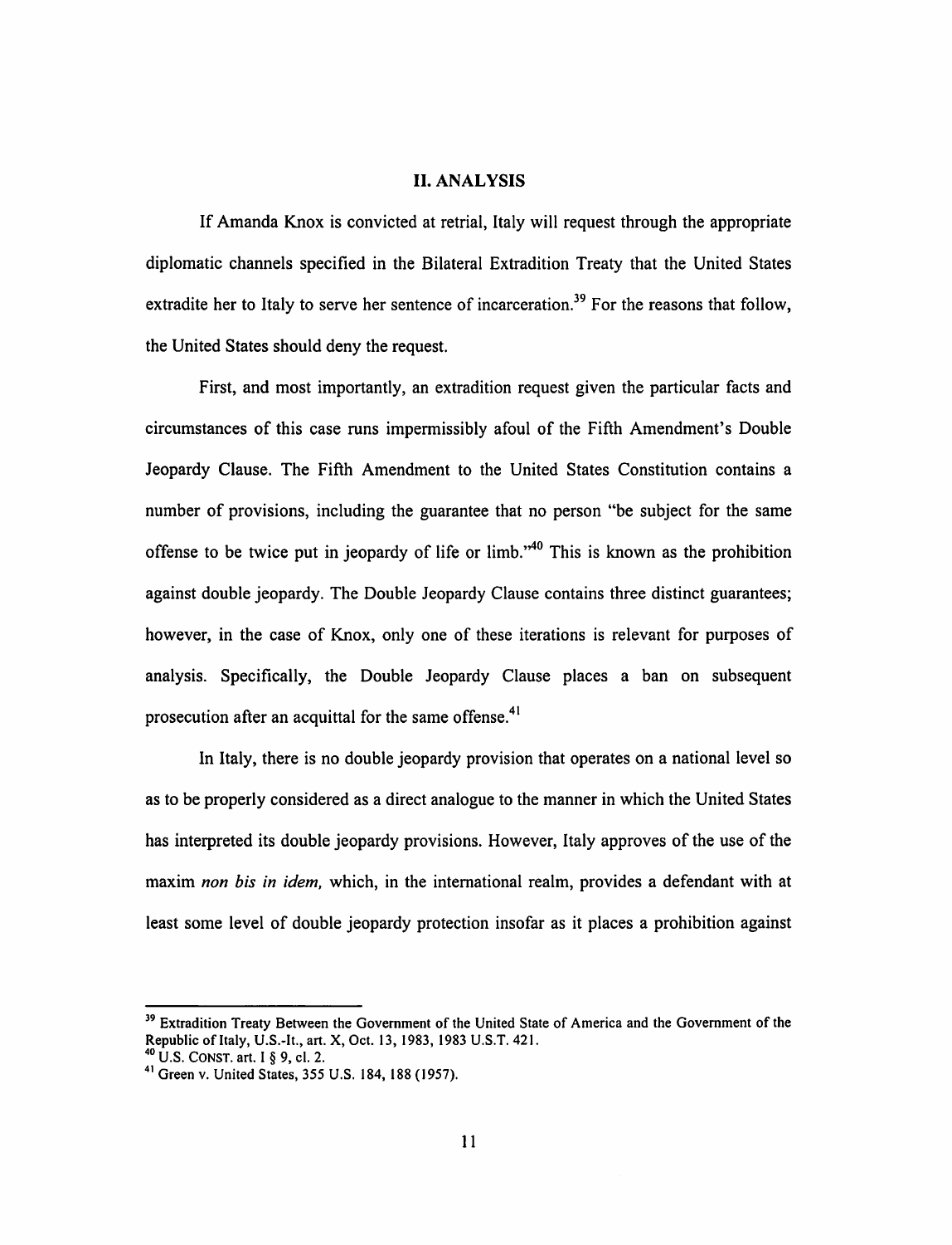## II. ANALYSIS

If Amanda Knox is convicted at retrial, Italy will request through the appropriate diplomatic channels specified in the Bilateral Extradition Treaty that the United States extradite her to Italy to serve her sentence of incarceration.[39] For the reasons that follow, the United States should deny the request.

First, and most importantly, an extradition request given the particular facts and circumstances of this case runs impermissibly afoul of the Fifth Amendment's Double Jeopardy Clause. The Fifth Amendment to the United States Constitution contains a number of provisions, including the guarantee that no person "be subject for the same offense to be twice put in jeopardy of life or limb."[40] This is known as the prohibition against double jeopardy. The Double Jeopardy Clause contains three distinct guarantees; however, in the case of Knox, only one of these iterations is relevant for purposes of analysis. Specifically, the Double Jeopardy Clause places a ban on subsequent prosecution after an acquittal for the same offense.[41]

In Italy, there is no double jeopardy provision that operates on a national level so as to be properly considered as a direct analogue to the manner in which the United States has interpreted its double jeopardy provisions. However, Italy approves of the use of the maxim *non bis in idem,* which, in the international realm, provides a defendant with at least some level of double jeopardy protection insofar as it places a prohibition against

---

[39] Extradition Treaty Between the Government of the United State of America and the Government of the Republic of Italy, U.S.-It., art. X, Oct. 13, 1983, 1983 U.S.T. 421.

[40] U.S. CONST. art. I § 9, cl. 2.

[41] Green v. United States, 355 U.S. 184, 188 (1957).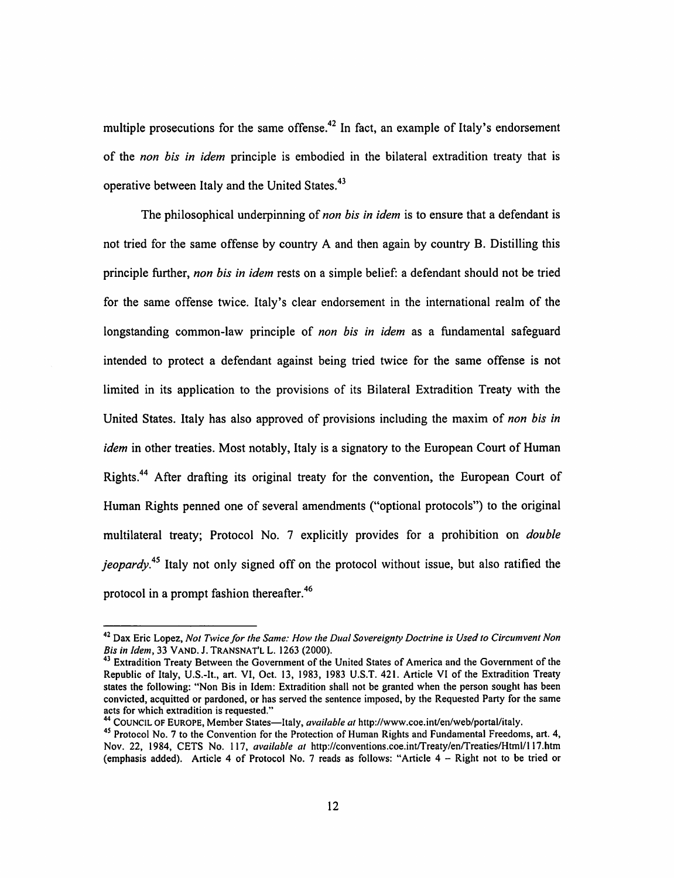multiple prosecutions for the same offense.[42] In fact, an example of Italy's endorsement of the *non bis in idem* principle is embodied in the bilateral extradition treaty that is operative between Italy and the United States.[43]

The philosophical underpinning of *non bis in idem* is to ensure that a defendant is not tried for the same offense by country A and then again by country B. Distilling this principle further, *non bis in idem* rests on a simple belief: a defendant should not be tried for the same offense twice. Italy's clear endorsement in the international realm of the longstanding common-law principle of *non bis in idem* as a fundamental safeguard intended to protect a defendant against being tried twice for the same offense is not limited in its application to the provisions of its Bilateral Extradition Treaty with the United States. Italy has also approved of provisions including the maxim of *non bis in idem* in other treaties. Most notably, Italy is a signatory to the European Court of Human Rights.[44] After drafting its original treaty for the convention, the European Court of Human Rights penned one of several amendments ("optional protocols") to the original multilateral treaty; Protocol No. 7 explicitly provides for a prohibition on *double jeopardy*.[45] Italy not only signed off on the protocol without issue, but also ratified the protocol in a prompt fashion thereafter.[46]

---

[42] Dax Eric Lopez, *Not Twice for the Same: How the Dual Sovereignty Doctrine is Used to Circumvent Non Bis in Idem*, 33 VAND. J. TRANSNAT'L L. 1263 (2000).

[43] Extradition Treaty Between the Government of the United States of America and the Government of the Republic of Italy, U.S.-It., art. VI, Oct. 13, 1983, 1983 U.S.T. 421. Article VI of the Extradition Treaty states the following: "Non Bis in Idem: Extradition shall not be granted when the person sought has been convicted, acquitted or pardoned, or has served the sentence imposed, by the Requested Party for the same acts for which extradition is requested."

[44] COUNCIL OF EUROPE, Member States—Italy, *available at* http://www.coe.int/en/web/portal/italy.

[45] Protocol No. 7 to the Convention for the Protection of Human Rights and Fundamental Freedoms, art. 4, Nov. 22, 1984, CETS No. 117, *available at* http://conventions.coe.int/Treaty/en/Treaties/Html/117.htm (emphasis added). Article 4 of Protocol No. 7 reads as follows: "Article 4 – Right not to be tried or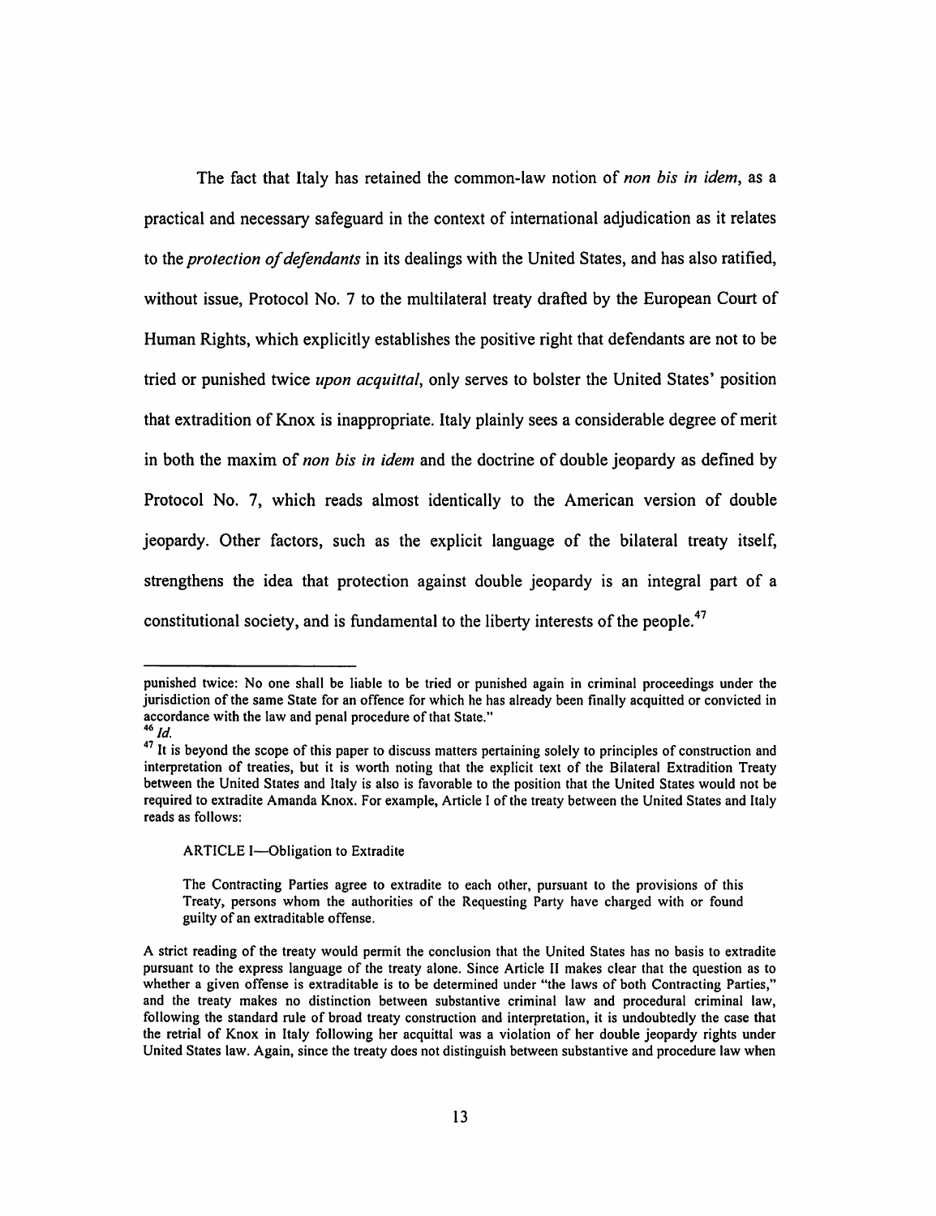The fact that Italy has retained the common-law notion of *non bis in idem*, as a practical and necessary safeguard in the context of international adjudication as it relates to the *protection of defendants* in its dealings with the United States, and has also ratified, without issue, Protocol No. 7 to the multilateral treaty drafted by the European Court of Human Rights, which explicitly establishes the positive right that defendants are not to be tried or punished twice *upon acquittal*, only serves to bolster the United States' position that extradition of Knox is inappropriate. Italy plainly sees a considerable degree of merit in both the maxim of *non bis in idem* and the doctrine of double jeopardy as defined by Protocol No. 7, which reads almost identically to the American version of double jeopardy. Other factors, such as the explicit language of the bilateral treaty itself, strengthens the idea that protection against double jeopardy is an integral part of a constitutional society, and is fundamental to the liberty interests of the people.[47]

---

punished twice: No one shall be liable to be tried or punished again in criminal proceedings under the jurisdiction of the same State for an offence for which he has already been finally acquitted or convicted in accordance with the law and penal procedure of that State."

[46] *Id.*

[47] It is beyond the scope of this paper to discuss matters pertaining solely to principles of construction and interpretation of treaties, but it is worth noting that the explicit text of the Bilateral Extradition Treaty between the United States and Italy is also is favorable to the position that the United States would not be required to extradite Amanda Knox. For example, Article I of the treaty between the United States and Italy reads as follows:

> ARTICLE I—Obligation to Extradite
>
> The Contracting Parties agree to extradite to each other, pursuant to the provisions of this Treaty, persons whom the authorities of the Requesting Party have charged with or found guilty of an extraditable offense.

A strict reading of the treaty would permit the conclusion that the United States has no basis to extradite pursuant to the express language of the treaty alone. Since Article II makes clear that the question as to whether a given offense is extraditable is to be determined under "the laws of both Contracting Parties," and the treaty makes no distinction between substantive criminal law and procedural criminal law, following the standard rule of broad treaty construction and interpretation, it is undoubtedly the case that the retrial of Knox in Italy following her acquittal was a violation of her double jeopardy rights under United States law. Again, since the treaty does not distinguish between substantive and procedure law when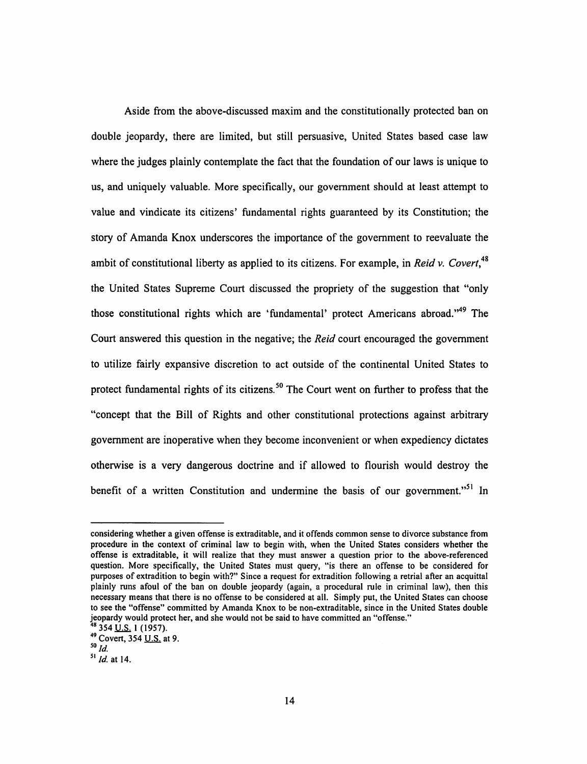Aside from the above-discussed maxim and the constitutionally protected ban on double jeopardy, there are limited, but still persuasive, United States based case law where the judges plainly contemplate the fact that the foundation of our laws is unique to us, and uniquely valuable. More specifically, our government should at least attempt to value and vindicate its citizens' fundamental rights guaranteed by its Constitution; the story of Amanda Knox underscores the importance of the government to reevaluate the ambit of constitutional liberty as applied to its citizens. For example, in *Reid v. Covert*,[48] the United States Supreme Court discussed the propriety of the suggestion that "only those constitutional rights which are 'fundamental' protect Americans abroad."[49] The Court answered this question in the negative; the *Reid* court encouraged the government to utilize fairly expansive discretion to act outside of the continental United States to protect fundamental rights of its citizens.[50] The Court went on further to profess that the "concept that the Bill of Rights and other constitutional protections against arbitrary government are inoperative when they become inconvenient or when expediency dictates otherwise is a very dangerous doctrine and if allowed to flourish would destroy the benefit of a written Constitution and undermine the basis of our government."[51] In

---

considering whether a given offense is extraditable, and it offends common sense to divorce substance from procedure in the context of criminal law to begin with, when the United States considers whether the offense is extraditable, it will realize that they must answer a question prior to the above-referenced question. More specifically, the United States must query, "is there an offense to be considered for purposes of extradition to begin with?" Since a request for extradition following a retrial after an acquittal plainly runs afoul of the ban on double jeopardy (again, a procedural rule in criminal law), then this necessary means that there is no offense to be considered at all. Simply put, the United States can choose to see the "offense" committed by Amanda Knox to be non-extraditable, since in the United States double jeopardy would protect her, and she would not be said to have committed an "offense."

[48] 354 U.S. 1 (1957).

[49] Covert, 354 U.S. at 9.

[50] *Id.*

[51] *Id.* at 14.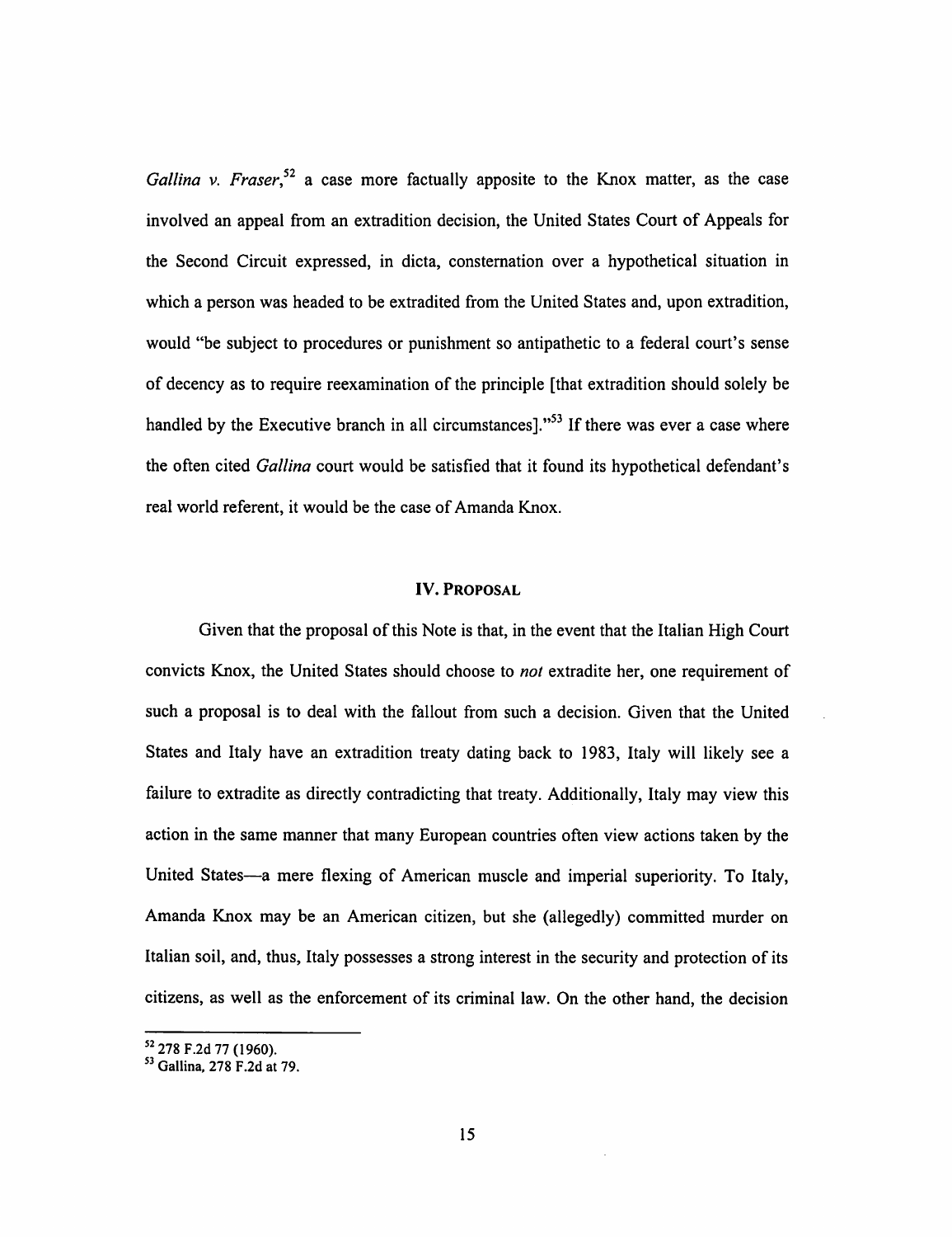*Gallina v. Fraser*,[52] a case more factually apposite to the Knox matter, as the case involved an appeal from an extradition decision, the United States Court of Appeals for the Second Circuit expressed, in dicta, consternation over a hypothetical situation in which a person was headed to be extradited from the United States and, upon extradition, would "be subject to procedures or punishment so antipathetic to a federal court's sense of decency as to require reexamination of the principle [that extradition should solely be handled by the Executive branch in all circumstances]."[53] If there was ever a case where the often cited *Gallina* court would be satisfied that it found its hypothetical defendant's real world referent, it would be the case of Amanda Knox.

## IV. PROPOSAL

Given that the proposal of this Note is that, in the event that the Italian High Court convicts Knox, the United States should choose to *not* extradite her, one requirement of such a proposal is to deal with the fallout from such a decision. Given that the United States and Italy have an extradition treaty dating back to 1983, Italy will likely see a failure to extradite as directly contradicting that treaty. Additionally, Italy may view this action in the same manner that many European countries often view actions taken by the United States—a mere flexing of American muscle and imperial superiority. To Italy, Amanda Knox may be an American citizen, but she (allegedly) committed murder on Italian soil, and, thus, Italy possesses a strong interest in the security and protection of its citizens, as well as the enforcement of its criminal law. On the other hand, the decision

---

[52] 278 F.2d 77 (1960).

[53] Gallina, 278 F.2d at 79.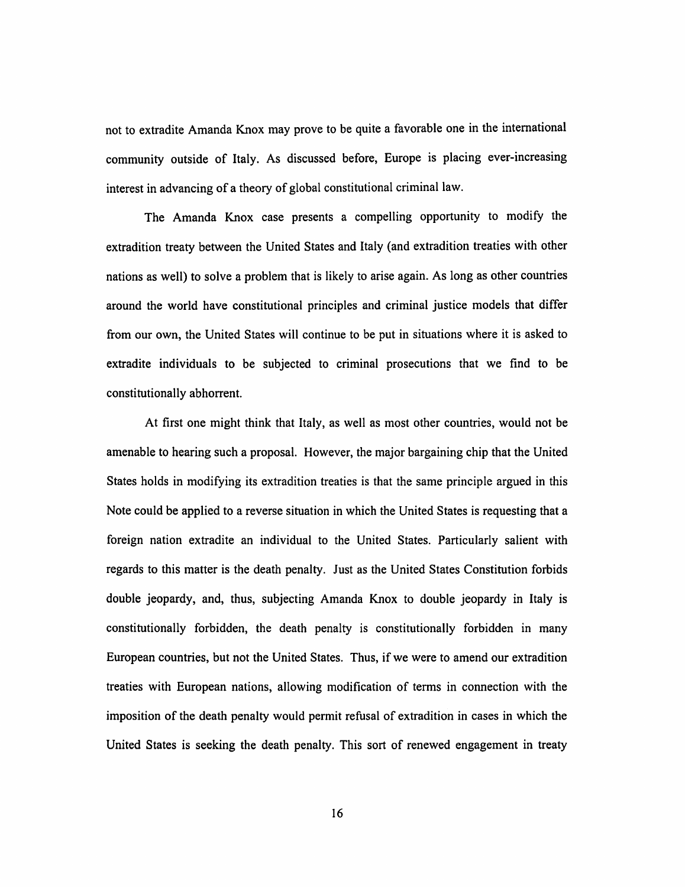not to extradite Amanda Knox may prove to be quite a favorable one in the international community outside of Italy. As discussed before, Europe is placing ever-increasing interest in advancing of a theory of global constitutional criminal law.

The Amanda Knox case presents a compelling opportunity to modify the extradition treaty between the United States and Italy (and extradition treaties with other nations as well) to solve a problem that is likely to arise again. As long as other countries around the world have constitutional principles and criminal justice models that differ from our own, the United States will continue to be put in situations where it is asked to extradite individuals to be subjected to criminal prosecutions that we find to be constitutionally abhorrent.

At first one might think that Italy, as well as most other countries, would not be amenable to hearing such a proposal. However, the major bargaining chip that the United States holds in modifying its extradition treaties is that the same principle argued in this Note could be applied to a reverse situation in which the United States is requesting that a foreign nation extradite an individual to the United States. Particularly salient with regards to this matter is the death penalty. Just as the United States Constitution forbids double jeopardy, and, thus, subjecting Amanda Knox to double jeopardy in Italy is constitutionally forbidden, the death penalty is constitutionally forbidden in many European countries, but not the United States. Thus, if we were to amend our extradition treaties with European nations, allowing modification of terms in connection with the imposition of the death penalty would permit refusal of extradition in cases in which the United States is seeking the death penalty. This sort of renewed engagement in treaty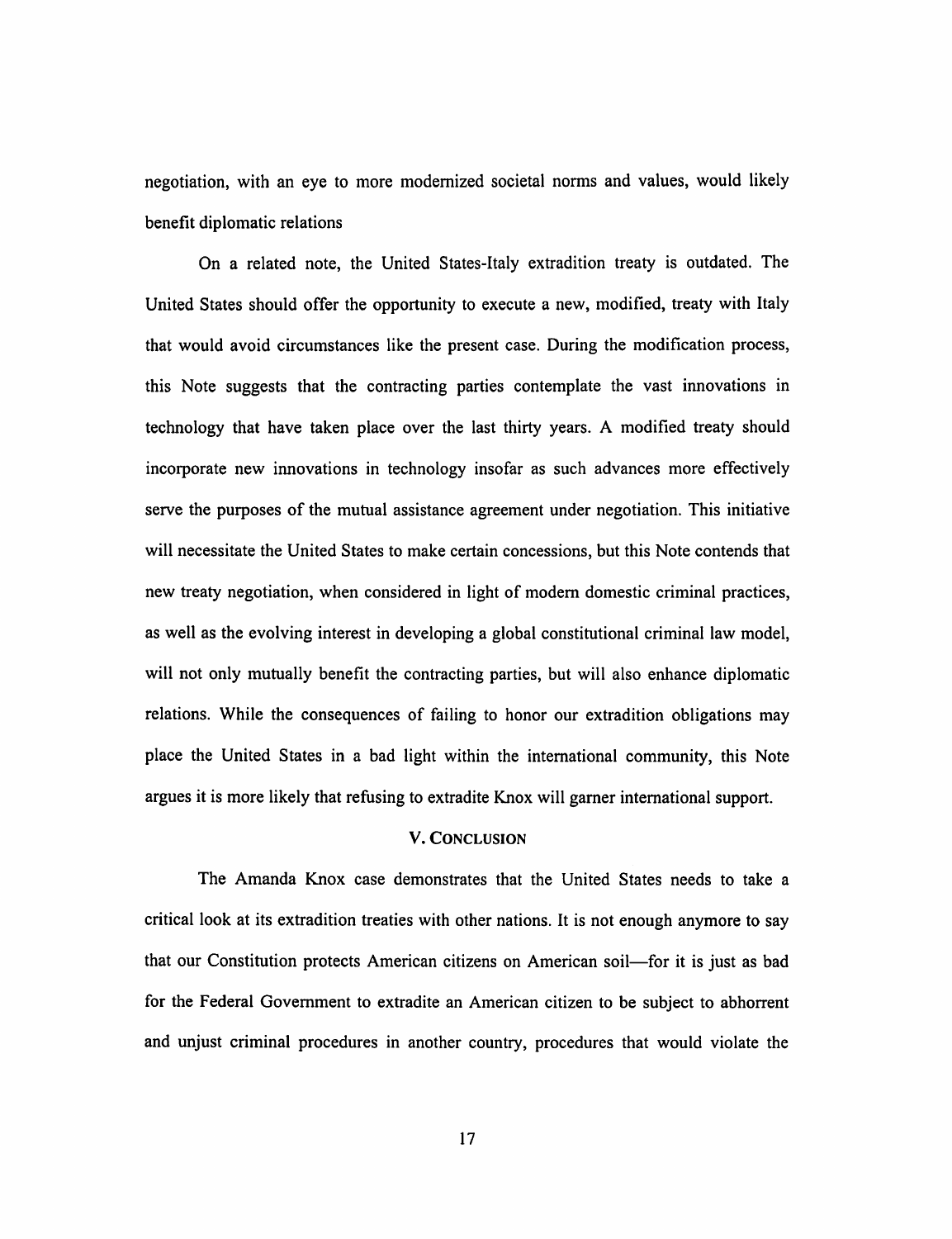negotiation, with an eye to more modernized societal norms and values, would likely benefit diplomatic relations

On a related note, the United States-Italy extradition treaty is outdated. The United States should offer the opportunity to execute a new, modified, treaty with Italy that would avoid circumstances like the present case. During the modification process, this Note suggests that the contracting parties contemplate the vast innovations in technology that have taken place over the last thirty years. A modified treaty should incorporate new innovations in technology insofar as such advances more effectively serve the purposes of the mutual assistance agreement under negotiation. This initiative will necessitate the United States to make certain concessions, but this Note contends that new treaty negotiation, when considered in light of modern domestic criminal practices, as well as the evolving interest in developing a global constitutional criminal law model, will not only mutually benefit the contracting parties, but will also enhance diplomatic relations. While the consequences of failing to honor our extradition obligations may place the United States in a bad light within the international community, this Note argues it is more likely that refusing to extradite Knox will garner international support.

## V. Conclusion

The Amanda Knox case demonstrates that the United States needs to take a critical look at its extradition treaties with other nations. It is not enough anymore to say that our Constitution protects American citizens on American soil—for it is just as bad for the Federal Government to extradite an American citizen to be subject to abhorrent and unjust criminal procedures in another country, procedures that would violate the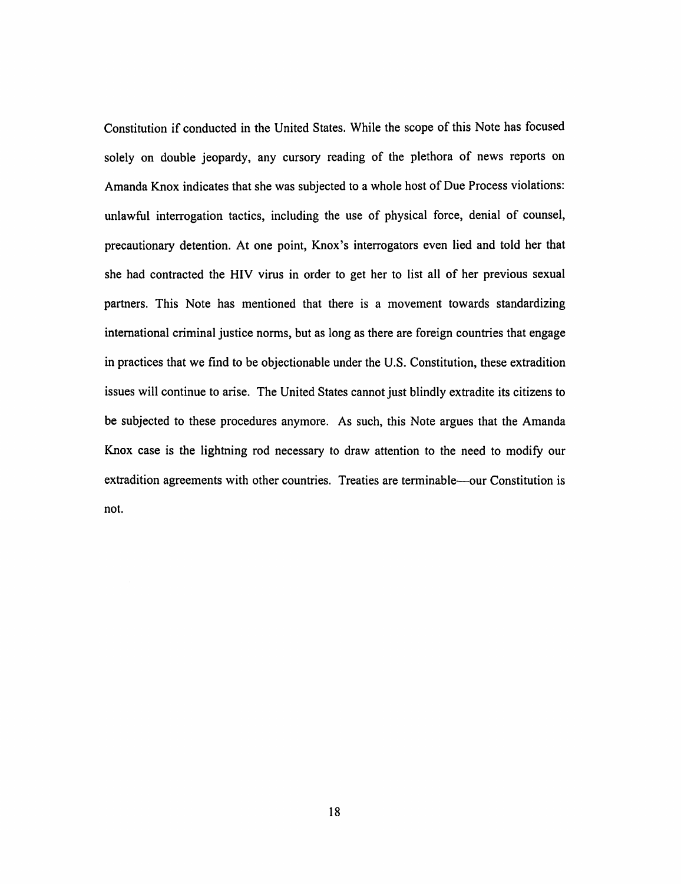Constitution if conducted in the United States. While the scope of this Note has focused solely on double jeopardy, any cursory reading of the plethora of news reports on Amanda Knox indicates that she was subjected to a whole host of Due Process violations: unlawful interrogation tactics, including the use of physical force, denial of counsel, precautionary detention. At one point, Knox's interrogators even lied and told her that she had contracted the HIV virus in order to get her to list all of her previous sexual partners. This Note has mentioned that there is a movement towards standardizing international criminal justice norms, but as long as there are foreign countries that engage in practices that we find to be objectionable under the U.S. Constitution, these extradition issues will continue to arise. The United States cannot just blindly extradite its citizens to be subjected to these procedures anymore. As such, this Note argues that the Amanda Knox case is the lightning rod necessary to draw attention to the need to modify our extradition agreements with other countries. Treaties are terminable—our Constitution is not.